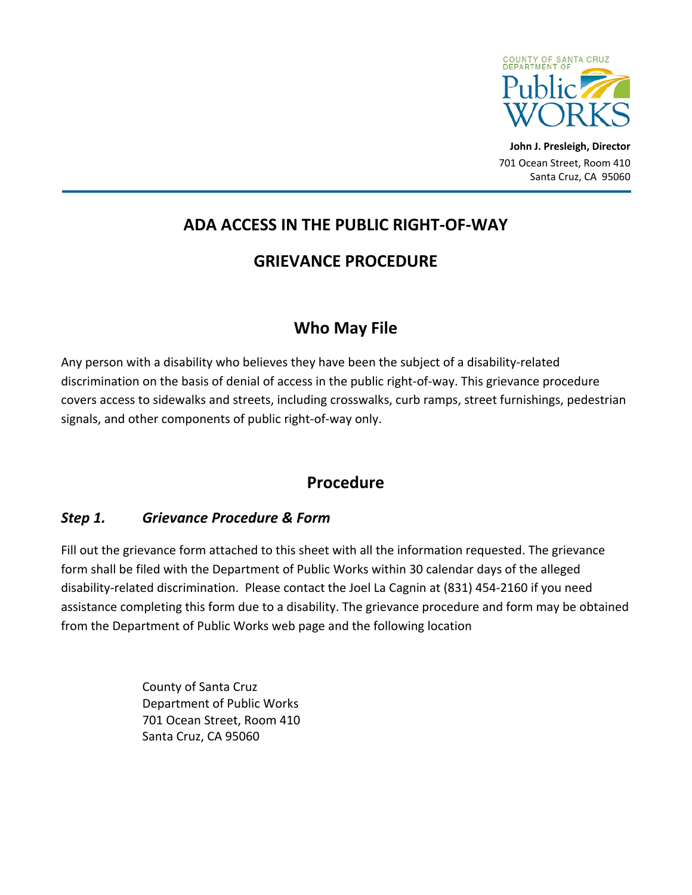COUNTY OF SANTA CRUZ
DEPARTMENT OF
Public WORKS

**John J. Presleigh, Director**
701 Ocean Street, Room 410
Santa Cruz, CA 95060

# ADA ACCESS IN THE PUBLIC RIGHT-OF-WAY

# GRIEVANCE PROCEDURE

## Who May File

Any person with a disability who believes they have been the subject of a disability-related discrimination on the basis of denial of access in the public right-of-way. This grievance procedure covers access to sidewalks and streets, including crosswalks, curb ramps, street furnishings, pedestrian signals, and other components of public right-of-way only.

## Procedure

### *Step 1. Grievance Procedure & Form*

Fill out the grievance form attached to this sheet with all the information requested. The grievance form shall be filed with the Department of Public Works within 30 calendar days of the alleged disability-related discrimination. Please contact the Joel La Cagnin at (831) 454-2160 if you need assistance completing this form due to a disability. The grievance procedure and form may be obtained from the Department of Public Works web page and the following location

County of Santa Cruz
Department of Public Works
701 Ocean Street, Room 410
Santa Cruz, CA 95060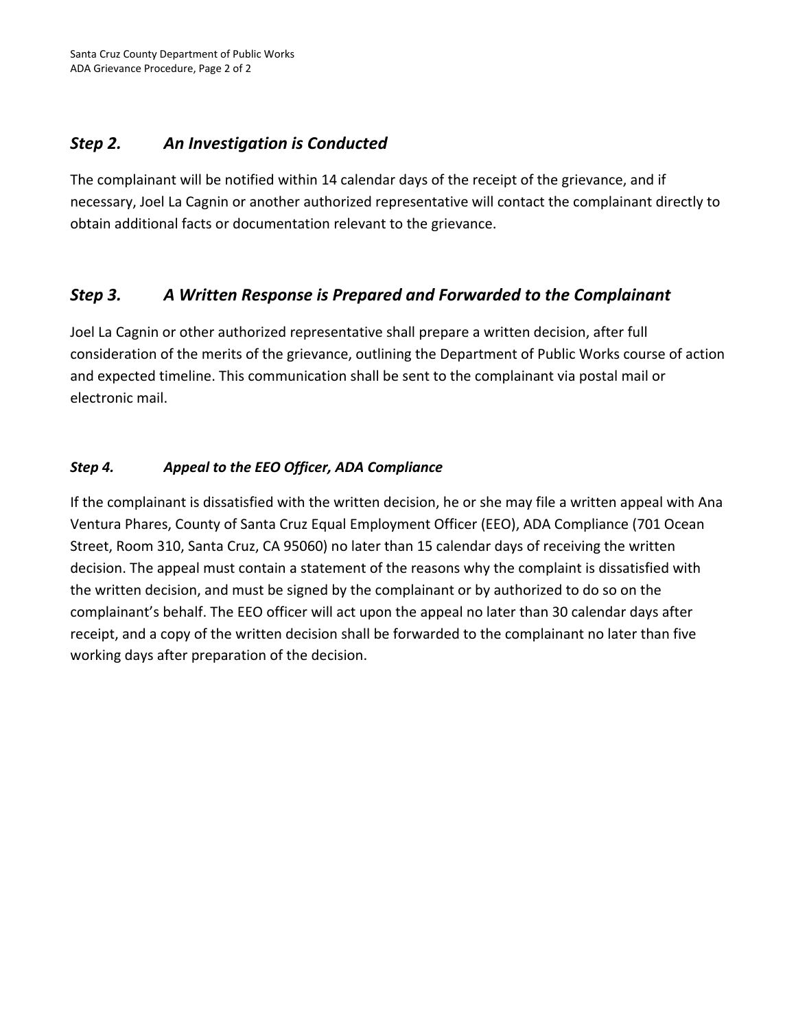### *Step 2. An Investigation is Conducted*

The complainant will be notified within 14 calendar days of the receipt of the grievance, and if necessary, Joel La Cagnin or another authorized representative will contact the complainant directly to obtain additional facts or documentation relevant to the grievance.

### *Step 3. A Written Response is Prepared and Forwarded to the Complainant*

Joel La Cagnin or other authorized representative shall prepare a written decision, after full consideration of the merits of the grievance, outlining the Department of Public Works course of action and expected timeline. This communication shall be sent to the complainant via postal mail or electronic mail.

#### *Step 4. Appeal to the EEO Officer, ADA Compliance*

If the complainant is dissatisfied with the written decision, he or she may file a written appeal with Ana Ventura Phares, County of Santa Cruz Equal Employment Officer (EEO), ADA Compliance (701 Ocean Street, Room 310, Santa Cruz, CA 95060) no later than 15 calendar days of receiving the written decision. The appeal must contain a statement of the reasons why the complaint is dissatisfied with the written decision, and must be signed by the complainant or by authorized to do so on the complainant's behalf. The EEO officer will act upon the appeal no later than 30 calendar days after receipt, and a copy of the written decision shall be forwarded to the complainant no later than five working days after preparation of the decision.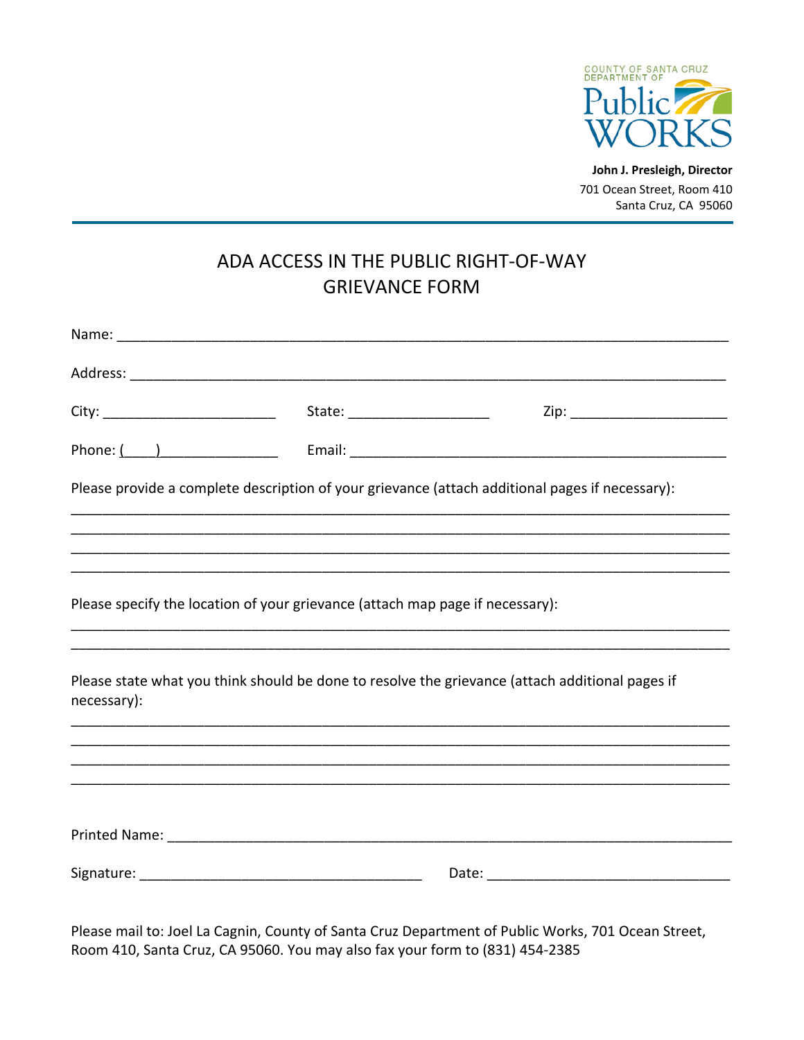COUNTY OF SANTA CRUZ
DEPARTMENT OF
Public WORKS

**John J. Presleigh, Director**
701 Ocean Street, Room 410
Santa Cruz, CA 95060

# ADA ACCESS IN THE PUBLIC RIGHT-OF-WAY GRIEVANCE FORM

Name: ______________________________________________________________________________

Address: ____________________________________________________________________________

City: ______________________ State: __________________ Zip: ____________________

Phone: (____)_______________ Email: ________________________________________________

Please provide a complete description of your grievance (attach additional pages if necessary):

_______________________________________________________________________________________
_______________________________________________________________________________________
_______________________________________________________________________________________
_______________________________________________________________________________________

Please specify the location of your grievance (attach map page if necessary):

_______________________________________________________________________________________
_______________________________________________________________________________________

Please state what you think should be done to resolve the grievance (attach additional pages if necessary):

_______________________________________________________________________________________
_______________________________________________________________________________________
_______________________________________________________________________________________
_______________________________________________________________________________________

Printed Name: _________________________________________________________________________

Signature: ___________________________________ Date: ______________________________

Please mail to: Joel La Cagnin, County of Santa Cruz Department of Public Works, 701 Ocean Street, Room 410, Santa Cruz, CA 95060. You may also fax your form to (831) 454-2385